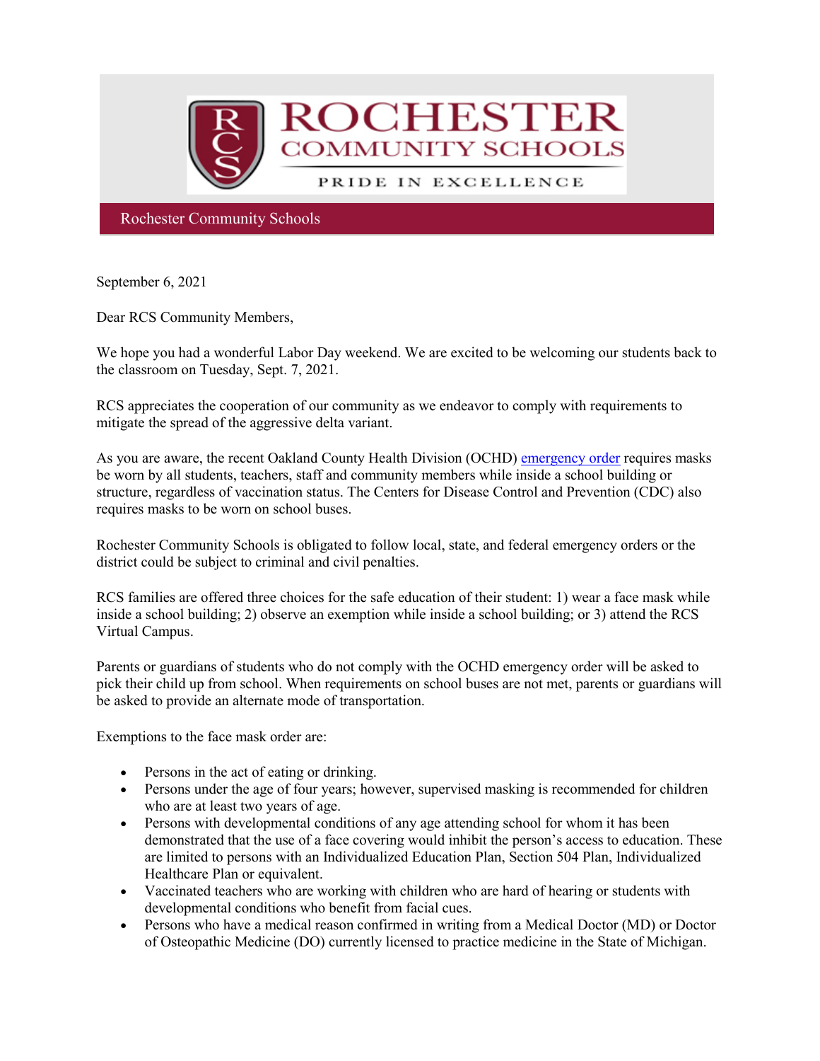# ROCHESTER COMMUNITY SCHOOLS

PRIDE IN EXCELLENCE

Rochester Community Schools

September 6, 2021

Dear RCS Community Members,

We hope you had a wonderful Labor Day weekend. We are excited to be welcoming our students back to the classroom on Tuesday, Sept. 7, 2021.

RCS appreciates the cooperation of our community as we endeavor to comply with requirements to mitigate the spread of the aggressive delta variant.

As you are aware, the recent Oakland County Health Division (OCHD) [emergency order] requires masks be worn by all students, teachers, staff and community members while inside a school building or structure, regardless of vaccination status. The Centers for Disease Control and Prevention (CDC) also requires masks to be worn on school buses.

Rochester Community Schools is obligated to follow local, state, and federal emergency orders or the district could be subject to criminal and civil penalties.

RCS families are offered three choices for the safe education of their student: 1) wear a face mask while inside a school building; 2) observe an exemption while inside a school building; or 3) attend the RCS Virtual Campus.

Parents or guardians of students who do not comply with the OCHD emergency order will be asked to pick their child up from school. When requirements on school buses are not met, parents or guardians will be asked to provide an alternate mode of transportation.

Exemptions to the face mask order are:

- Persons in the act of eating or drinking.
- Persons under the age of four years; however, supervised masking is recommended for children who are at least two years of age.
- Persons with developmental conditions of any age attending school for whom it has been demonstrated that the use of a face covering would inhibit the person's access to education. These are limited to persons with an Individualized Education Plan, Section 504 Plan, Individualized Healthcare Plan or equivalent.
- Vaccinated teachers who are working with children who are hard of hearing or students with developmental conditions who benefit from facial cues.
- Persons who have a medical reason confirmed in writing from a Medical Doctor (MD) or Doctor of Osteopathic Medicine (DO) currently licensed to practice medicine in the State of Michigan.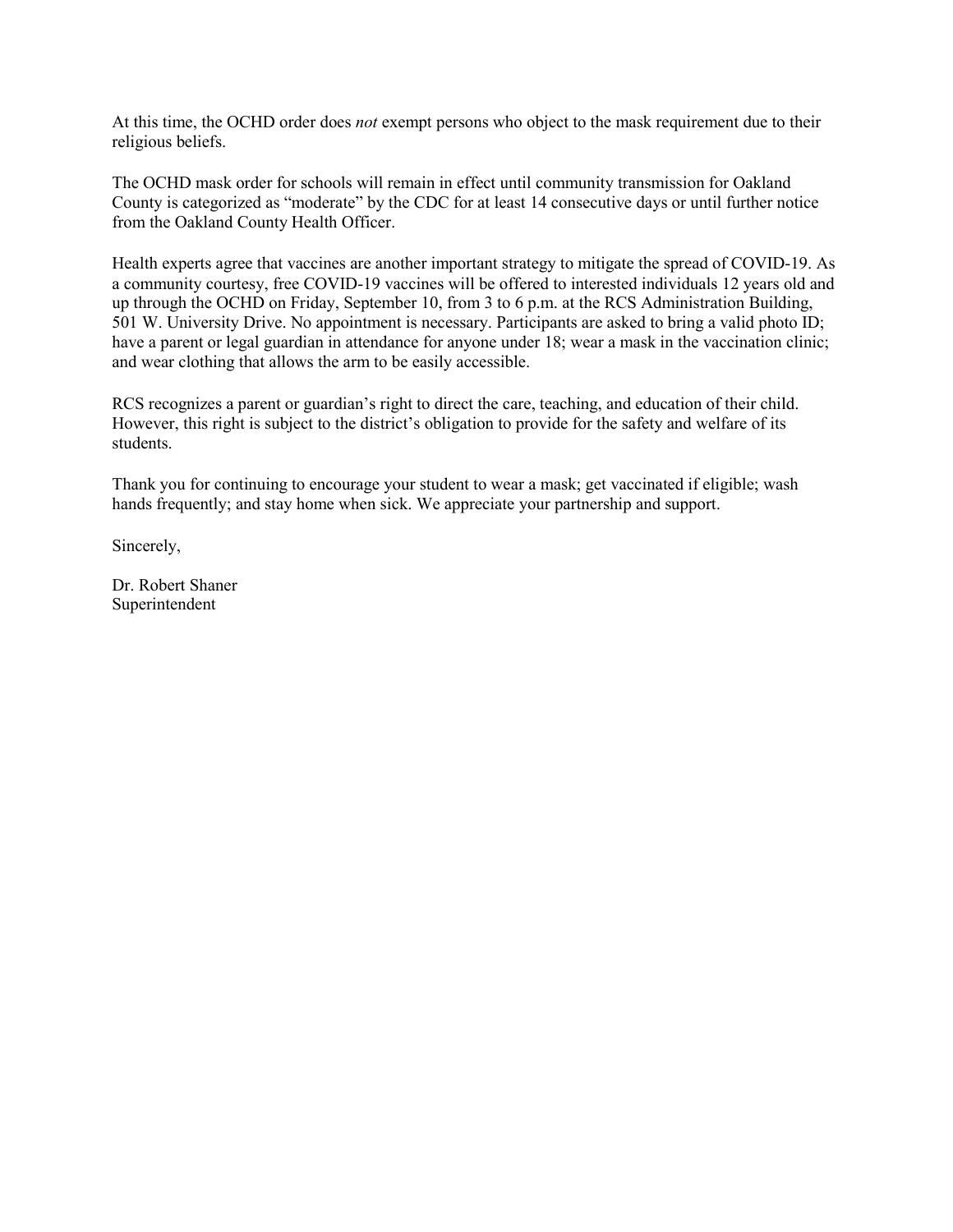At this time, the OCHD order does *not* exempt persons who object to the mask requirement due to their religious beliefs.

The OCHD mask order for schools will remain in effect until community transmission for Oakland County is categorized as "moderate" by the CDC for at least 14 consecutive days or until further notice from the Oakland County Health Officer.

Health experts agree that vaccines are another important strategy to mitigate the spread of COVID-19. As a community courtesy, free COVID-19 vaccines will be offered to interested individuals 12 years old and up through the OCHD on Friday, September 10, from 3 to 6 p.m. at the RCS Administration Building, 501 W. University Drive. No appointment is necessary. Participants are asked to bring a valid photo ID; have a parent or legal guardian in attendance for anyone under 18; wear a mask in the vaccination clinic; and wear clothing that allows the arm to be easily accessible.

RCS recognizes a parent or guardian's right to direct the care, teaching, and education of their child. However, this right is subject to the district's obligation to provide for the safety and welfare of its students.

Thank you for continuing to encourage your student to wear a mask; get vaccinated if eligible; wash hands frequently; and stay home when sick. We appreciate your partnership and support.

Sincerely,

Dr. Robert Shaner
Superintendent